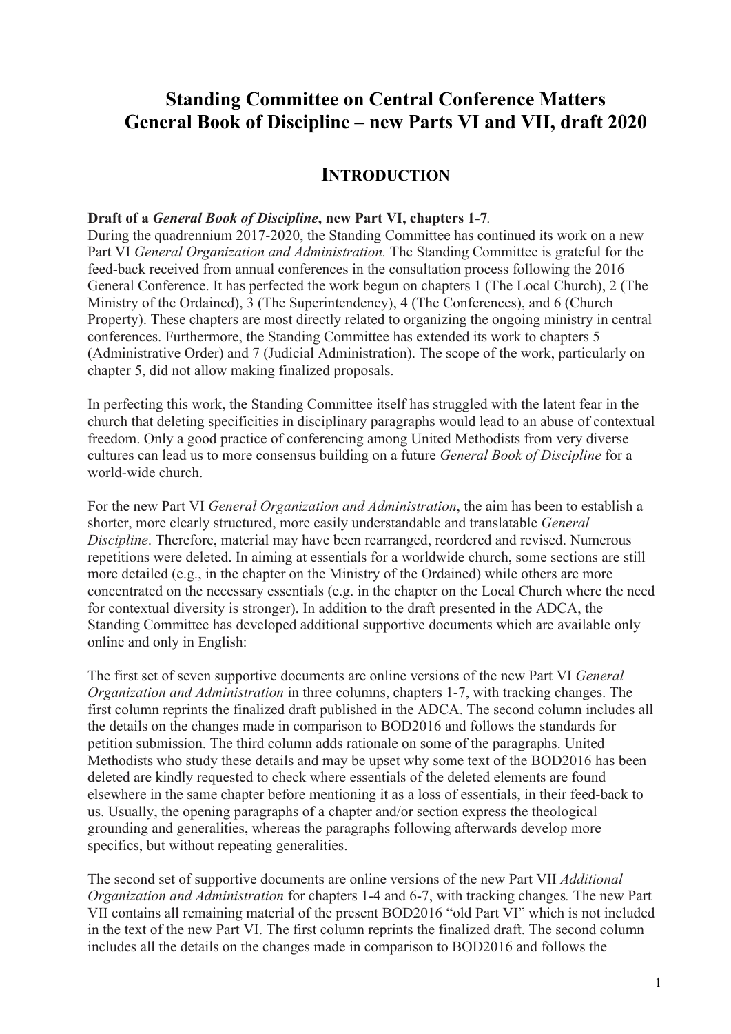# Standing Committee on Central Conference Matters
# General Book of Discipline – new Parts VI and VII, draft 2020

## INTRODUCTION

**Draft of a *General Book of Discipline*, new Part VI, chapters 1-7**.
During the quadrennium 2017-2020, the Standing Committee has continued its work on a new Part VI *General Organization and Administration.* The Standing Committee is grateful for the feed-back received from annual conferences in the consultation process following the 2016 General Conference. It has perfected the work begun on chapters 1 (The Local Church), 2 (The Ministry of the Ordained), 3 (The Superintendency), 4 (The Conferences), and 6 (Church Property). These chapters are most directly related to organizing the ongoing ministry in central conferences. Furthermore, the Standing Committee has extended its work to chapters 5 (Administrative Order) and 7 (Judicial Administration). The scope of the work, particularly on chapter 5, did not allow making finalized proposals.

In perfecting this work, the Standing Committee itself has struggled with the latent fear in the church that deleting specificities in disciplinary paragraphs would lead to an abuse of contextual freedom. Only a good practice of conferencing among United Methodists from very diverse cultures can lead us to more consensus building on a future *General Book of Discipline* for a world-wide church.

For the new Part VI *General Organization and Administration*, the aim has been to establish a shorter, more clearly structured, more easily understandable and translatable *General Discipline*. Therefore, material may have been rearranged, reordered and revised. Numerous repetitions were deleted. In aiming at essentials for a worldwide church, some sections are still more detailed (e.g., in the chapter on the Ministry of the Ordained) while others are more concentrated on the necessary essentials (e.g. in the chapter on the Local Church where the need for contextual diversity is stronger). In addition to the draft presented in the ADCA, the Standing Committee has developed additional supportive documents which are available only online and only in English:

The first set of seven supportive documents are online versions of the new Part VI *General Organization and Administration* in three columns, chapters 1-7, with tracking changes. The first column reprints the finalized draft published in the ADCA. The second column includes all the details on the changes made in comparison to BOD2016 and follows the standards for petition submission. The third column adds rationale on some of the paragraphs. United Methodists who study these details and may be upset why some text of the BOD2016 has been deleted are kindly requested to check where essentials of the deleted elements are found elsewhere in the same chapter before mentioning it as a loss of essentials, in their feed-back to us. Usually, the opening paragraphs of a chapter and/or section express the theological grounding and generalities, whereas the paragraphs following afterwards develop more specifics, but without repeating generalities.

The second set of supportive documents are online versions of the new Part VII *Additional Organization and Administration* for chapters 1-4 and 6-7, with tracking changes*.* The new Part VII contains all remaining material of the present BOD2016 "old Part VI" which is not included in the text of the new Part VI. The first column reprints the finalized draft. The second column includes all the details on the changes made in comparison to BOD2016 and follows the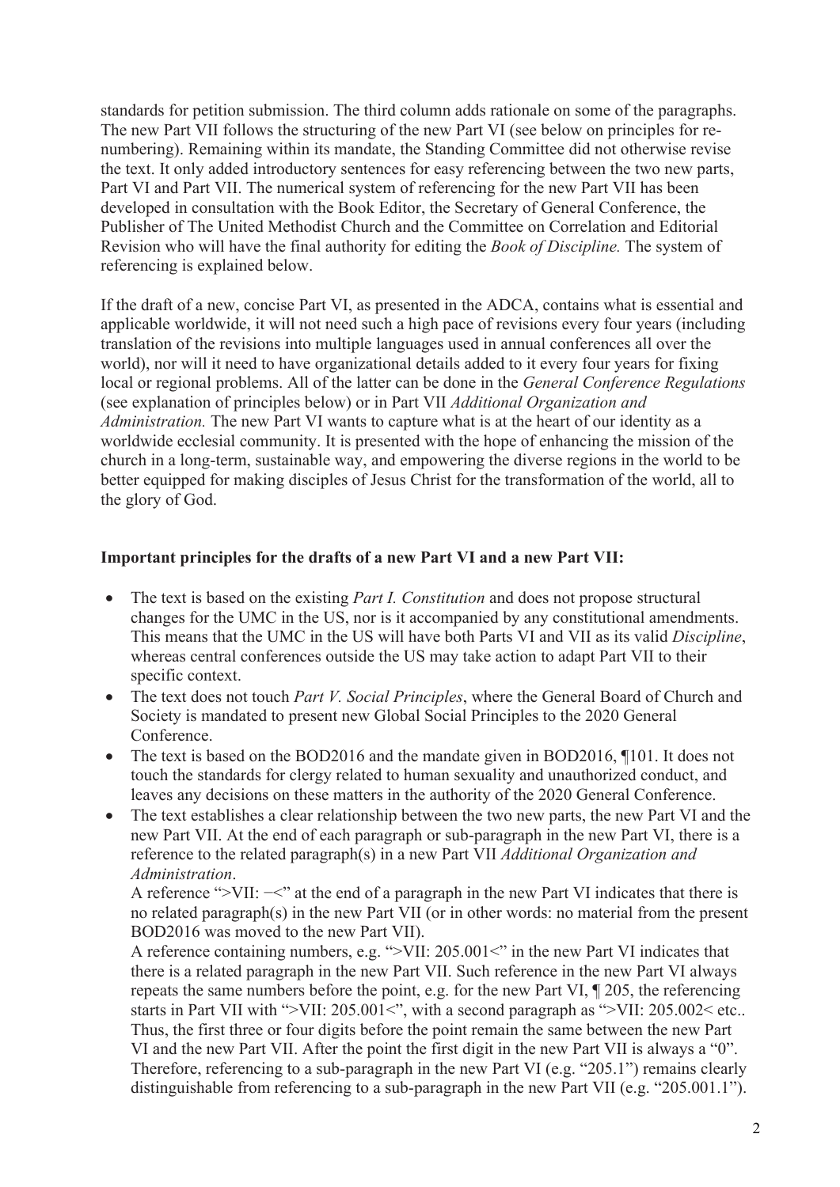standards for petition submission. The third column adds rationale on some of the paragraphs. The new Part VII follows the structuring of the new Part VI (see below on principles for re-numbering). Remaining within its mandate, the Standing Committee did not otherwise revise the text. It only added introductory sentences for easy referencing between the two new parts, Part VI and Part VII. The numerical system of referencing for the new Part VII has been developed in consultation with the Book Editor, the Secretary of General Conference, the Publisher of The United Methodist Church and the Committee on Correlation and Editorial Revision who will have the final authority for editing the *Book of Discipline.* The system of referencing is explained below.

If the draft of a new, concise Part VI, as presented in the ADCA, contains what is essential and applicable worldwide, it will not need such a high pace of revisions every four years (including translation of the revisions into multiple languages used in annual conferences all over the world), nor will it need to have organizational details added to it every four years for fixing local or regional problems. All of the latter can be done in the *General Conference Regulations* (see explanation of principles below) or in Part VII *Additional Organization and Administration.* The new Part VI wants to capture what is at the heart of our identity as a worldwide ecclesial community. It is presented with the hope of enhancing the mission of the church in a long-term, sustainable way, and empowering the diverse regions in the world to be better equipped for making disciples of Jesus Christ for the transformation of the world, all to the glory of God.

**Important principles for the drafts of a new Part VI and a new Part VII:**

- The text is based on the existing *Part I. Constitution* and does not propose structural changes for the UMC in the US, nor is it accompanied by any constitutional amendments. This means that the UMC in the US will have both Parts VI and VII as its valid *Discipline*, whereas central conferences outside the US may take action to adapt Part VII to their specific context.
- The text does not touch *Part V. Social Principles*, where the General Board of Church and Society is mandated to present new Global Social Principles to the 2020 General Conference.
- The text is based on the BOD2016 and the mandate given in BOD2016, ¶101. It does not touch the standards for clergy related to human sexuality and unauthorized conduct, and leaves any decisions on these matters in the authority of the 2020 General Conference.
- The text establishes a clear relationship between the two new parts, the new Part VI and the new Part VII. At the end of each paragraph or sub-paragraph in the new Part VI, there is a reference to the related paragraph(s) in a new Part VII *Additional Organization and Administration*.
  A reference ">VII: −<" at the end of a paragraph in the new Part VI indicates that there is no related paragraph(s) in the new Part VII (or in other words: no material from the present BOD2016 was moved to the new Part VII).
  A reference containing numbers, e.g. ">VII: 205.001<" in the new Part VI indicates that there is a related paragraph in the new Part VII. Such reference in the new Part VI always repeats the same numbers before the point, e.g. for the new Part VI, ¶ 205, the referencing starts in Part VII with ">VII: 205.001<", with a second paragraph as ">VII: 205.002< etc.. Thus, the first three or four digits before the point remain the same between the new Part VI and the new Part VII. After the point the first digit in the new Part VII is always a "0". Therefore, referencing to a sub-paragraph in the new Part VI (e.g. "205.1") remains clearly distinguishable from referencing to a sub-paragraph in the new Part VII (e.g. "205.001.1").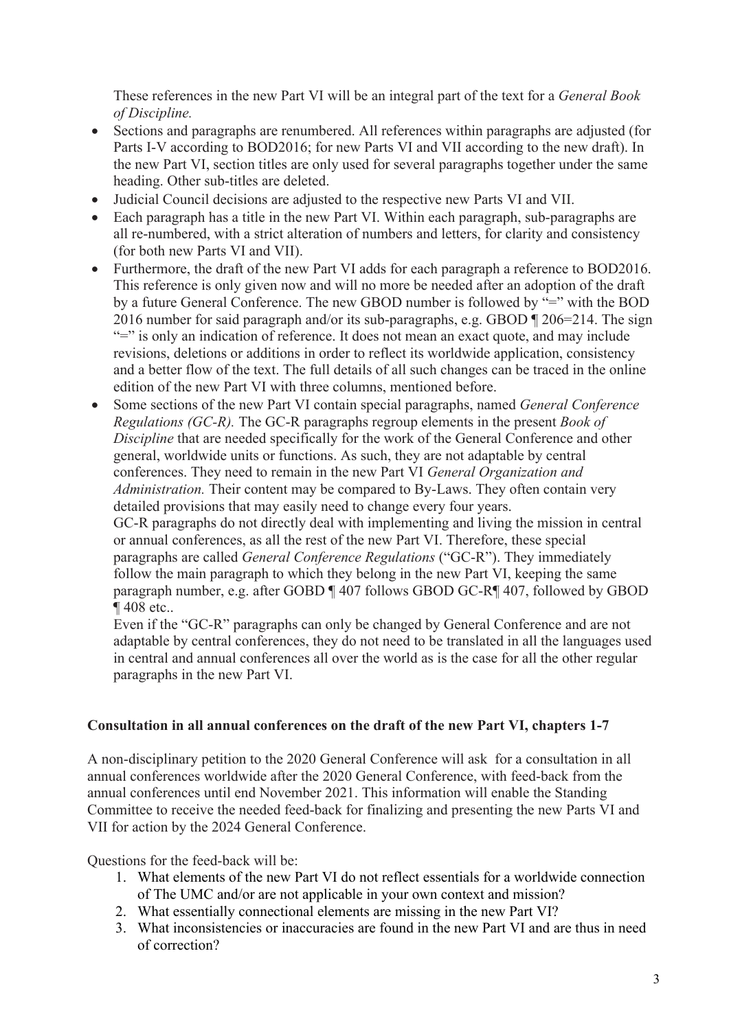These references in the new Part VI will be an integral part of the text for a *General Book of Discipline.*

- Sections and paragraphs are renumbered. All references within paragraphs are adjusted (for Parts I-V according to BOD2016; for new Parts VI and VII according to the new draft). In the new Part VI, section titles are only used for several paragraphs together under the same heading. Other sub-titles are deleted.
- Judicial Council decisions are adjusted to the respective new Parts VI and VII.
- Each paragraph has a title in the new Part VI. Within each paragraph, sub-paragraphs are all re-numbered, with a strict alteration of numbers and letters, for clarity and consistency (for both new Parts VI and VII).
- Furthermore, the draft of the new Part VI adds for each paragraph a reference to BOD2016. This reference is only given now and will no more be needed after an adoption of the draft by a future General Conference. The new GBOD number is followed by "=" with the BOD 2016 number for said paragraph and/or its sub-paragraphs, e.g. GBOD ¶ 206=214. The sign "=" is only an indication of reference. It does not mean an exact quote, and may include revisions, deletions or additions in order to reflect its worldwide application, consistency and a better flow of the text. The full details of all such changes can be traced in the online edition of the new Part VI with three columns, mentioned before.
- Some sections of the new Part VI contain special paragraphs, named *General Conference Regulations (GC-R).* The GC-R paragraphs regroup elements in the present *Book of Discipline* that are needed specifically for the work of the General Conference and other general, worldwide units or functions. As such, they are not adaptable by central conferences. They need to remain in the new Part VI *General Organization and Administration.* Their content may be compared to By-Laws. They often contain very detailed provisions that may easily need to change every four years.
  GC-R paragraphs do not directly deal with implementing and living the mission in central or annual conferences, as all the rest of the new Part VI. Therefore, these special paragraphs are called *General Conference Regulations* ("GC-R"). They immediately follow the main paragraph to which they belong in the new Part VI, keeping the same paragraph number, e.g. after GOBD ¶ 407 follows GBOD GC-R¶ 407, followed by GBOD ¶ 408 etc..
  Even if the "GC-R" paragraphs can only be changed by General Conference and are not adaptable by central conferences, they do not need to be translated in all the languages used in central and annual conferences all over the world as is the case for all the other regular paragraphs in the new Part VI.

**Consultation in all annual conferences on the draft of the new Part VI, chapters 1-7**

A non-disciplinary petition to the 2020 General Conference will ask for a consultation in all annual conferences worldwide after the 2020 General Conference, with feed-back from the annual conferences until end November 2021. This information will enable the Standing Committee to receive the needed feed-back for finalizing and presenting the new Parts VI and VII for action by the 2024 General Conference.

Questions for the feed-back will be:

1. What elements of the new Part VI do not reflect essentials for a worldwide connection of The UMC and/or are not applicable in your own context and mission?
2. What essentially connectional elements are missing in the new Part VI?
3. What inconsistencies or inaccuracies are found in the new Part VI and are thus in need of correction?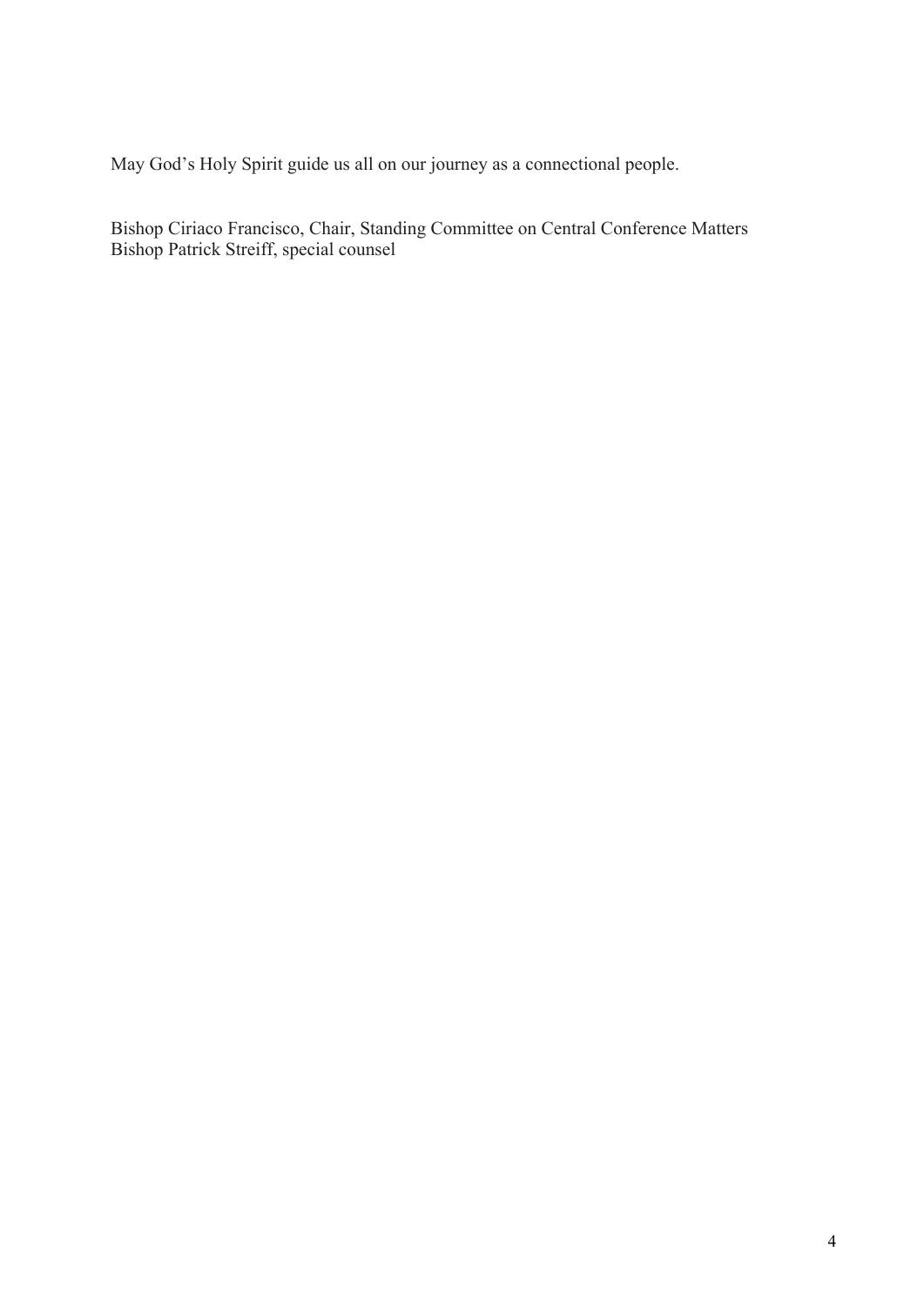May God's Holy Spirit guide us all on our journey as a connectional people.

Bishop Ciriaco Francisco, Chair, Standing Committee on Central Conference Matters  
Bishop Patrick Streiff, special counsel